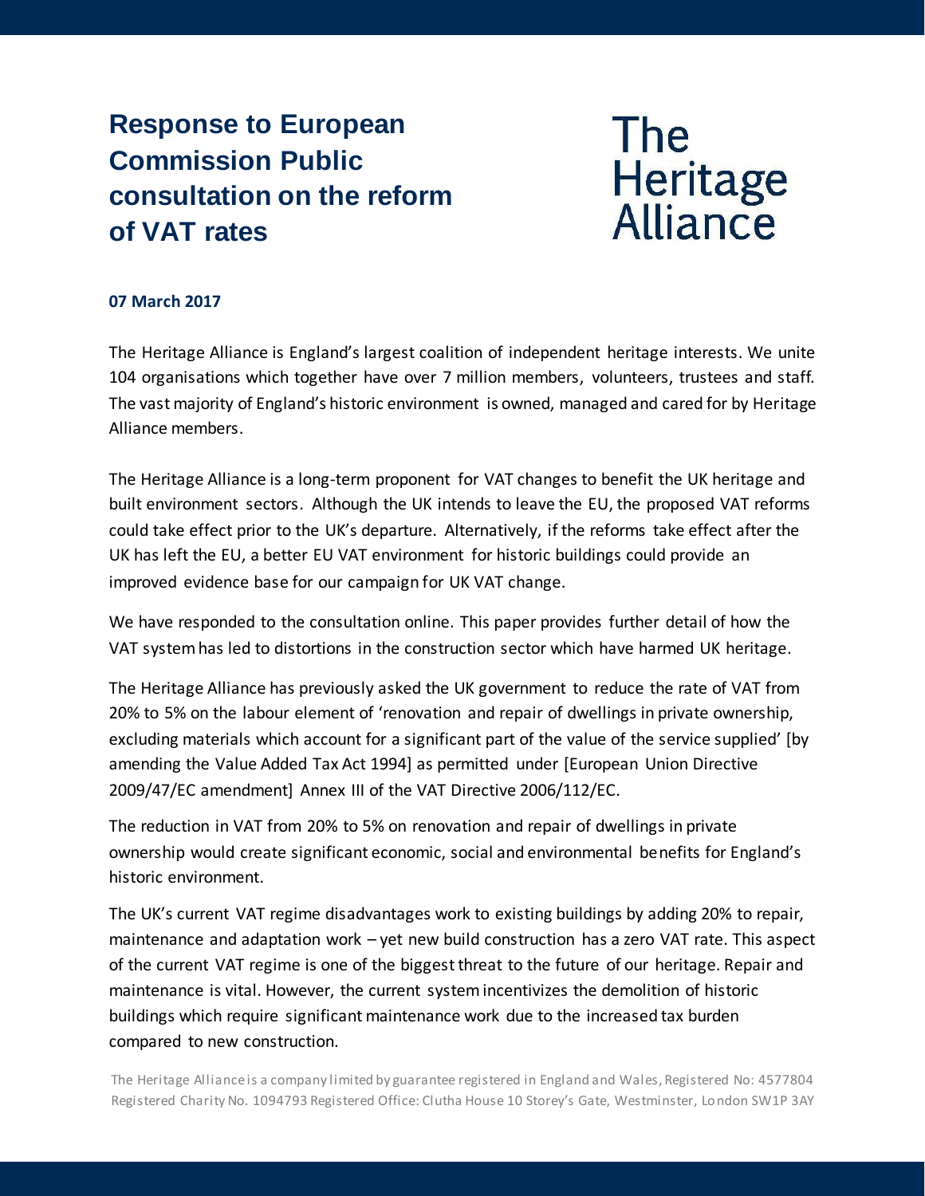# Response to European Commission Public consultation on the reform of VAT rates

The Heritage Alliance

**07 March 2017**

The Heritage Alliance is England's largest coalition of independent heritage interests. We unite 104 organisations which together have over 7 million members, volunteers, trustees and staff. The vast majority of England's historic environment is owned, managed and cared for by Heritage Alliance members.

The Heritage Alliance is a long-term proponent for VAT changes to benefit the UK heritage and built environment sectors. Although the UK intends to leave the EU, the proposed VAT reforms could take effect prior to the UK's departure. Alternatively, if the reforms take effect after the UK has left the EU, a better EU VAT environment for historic buildings could provide an improved evidence base for our campaign for UK VAT change.

We have responded to the consultation online. This paper provides further detail of how the VAT system has led to distortions in the construction sector which have harmed UK heritage.

The Heritage Alliance has previously asked the UK government to reduce the rate of VAT from 20% to 5% on the labour element of 'renovation and repair of dwellings in private ownership, excluding materials which account for a significant part of the value of the service supplied' [by amending the Value Added Tax Act 1994] as permitted under [European Union Directive 2009/47/EC amendment] Annex III of the VAT Directive 2006/112/EC.

The reduction in VAT from 20% to 5% on renovation and repair of dwellings in private ownership would create significant economic, social and environmental benefits for England's historic environment.

The UK's current VAT regime disadvantages work to existing buildings by adding 20% to repair, maintenance and adaptation work – yet new build construction has a zero VAT rate. This aspect of the current VAT regime is one of the biggest threat to the future of our heritage. Repair and maintenance is vital. However, the current system incentivizes the demolition of historic buildings which require significant maintenance work due to the increased tax burden compared to new construction.

The Heritage Alliance is a company limited by guarantee registered in England and Wales, Registered No: 4577804 Registered Charity No. 1094793 Registered Office: Clutha House 10 Storey's Gate, Westminster, London SW1P 3AY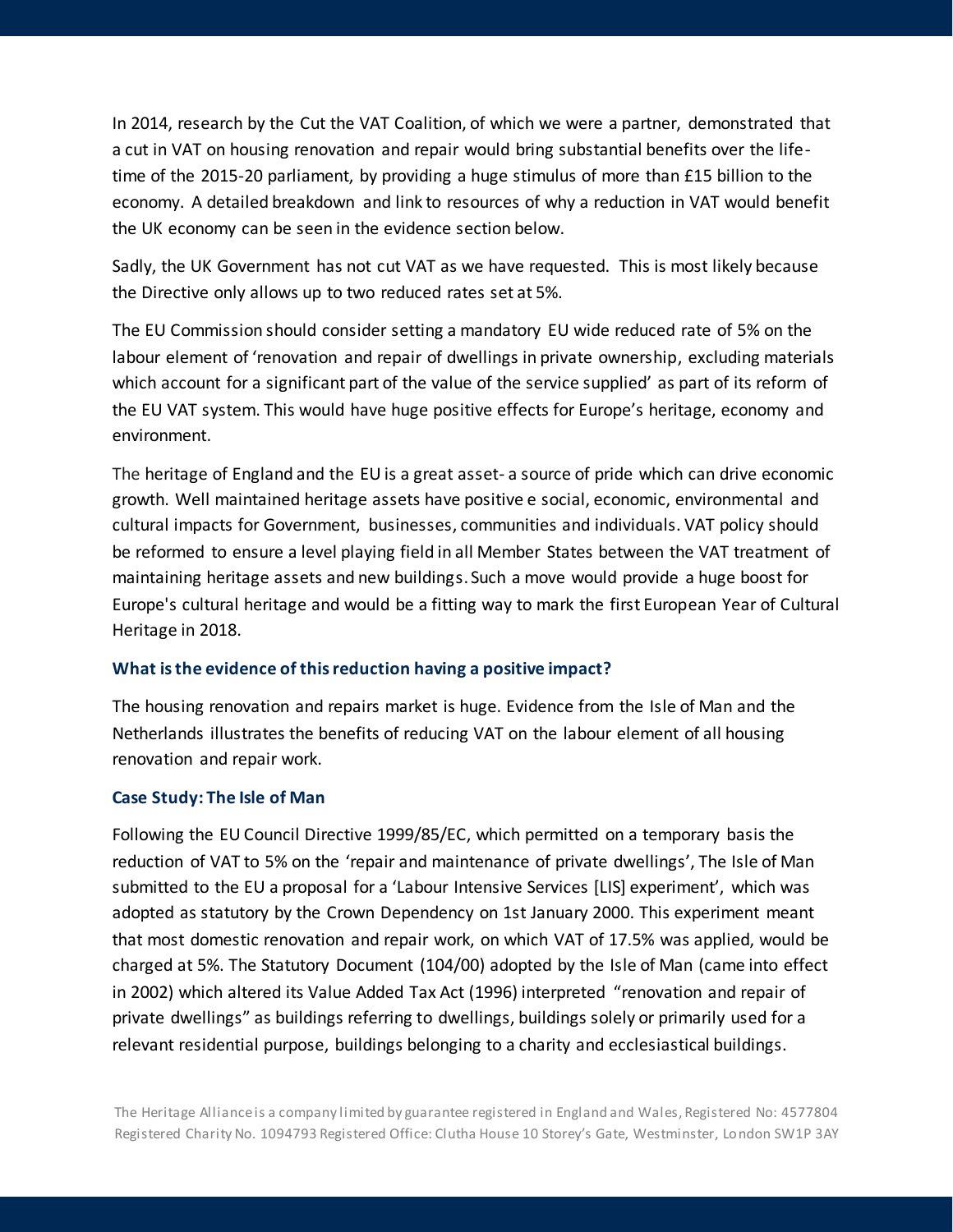In 2014, research by the Cut the VAT Coalition, of which we were a partner, demonstrated that a cut in VAT on housing renovation and repair would bring substantial benefits over the lifetime of the 2015-20 parliament, by providing a huge stimulus of more than £15 billion to the economy. A detailed breakdown and link to resources of why a reduction in VAT would benefit the UK economy can be seen in the evidence section below.

Sadly, the UK Government has not cut VAT as we have requested. This is most likely because the Directive only allows up to two reduced rates set at 5%.

The EU Commission should consider setting a mandatory EU wide reduced rate of 5% on the labour element of 'renovation and repair of dwellings in private ownership, excluding materials which account for a significant part of the value of the service supplied' as part of its reform of the EU VAT system. This would have huge positive effects for Europe's heritage, economy and environment.

The heritage of England and the EU is a great asset- a source of pride which can drive economic growth. Well maintained heritage assets have positive e social, economic, environmental and cultural impacts for Government, businesses, communities and individuals. VAT policy should be reformed to ensure a level playing field in all Member States between the VAT treatment of maintaining heritage assets and new buildings. Such a move would provide a huge boost for Europe's cultural heritage and would be a fitting way to mark the first European Year of Cultural Heritage in 2018.

### What is the evidence of this reduction having a positive impact?

The housing renovation and repairs market is huge. Evidence from the Isle of Man and the Netherlands illustrates the benefits of reducing VAT on the labour element of all housing renovation and repair work.

### Case Study: The Isle of Man

Following the EU Council Directive 1999/85/EC, which permitted on a temporary basis the reduction of VAT to 5% on the 'repair and maintenance of private dwellings', The Isle of Man submitted to the EU a proposal for a 'Labour Intensive Services [LIS] experiment', which was adopted as statutory by the Crown Dependency on 1st January 2000. This experiment meant that most domestic renovation and repair work, on which VAT of 17.5% was applied, would be charged at 5%. The Statutory Document (104/00) adopted by the Isle of Man (came into effect in 2002) which altered its Value Added Tax Act (1996) interpreted "renovation and repair of private dwellings" as buildings referring to dwellings, buildings solely or primarily used for a relevant residential purpose, buildings belonging to a charity and ecclesiastical buildings.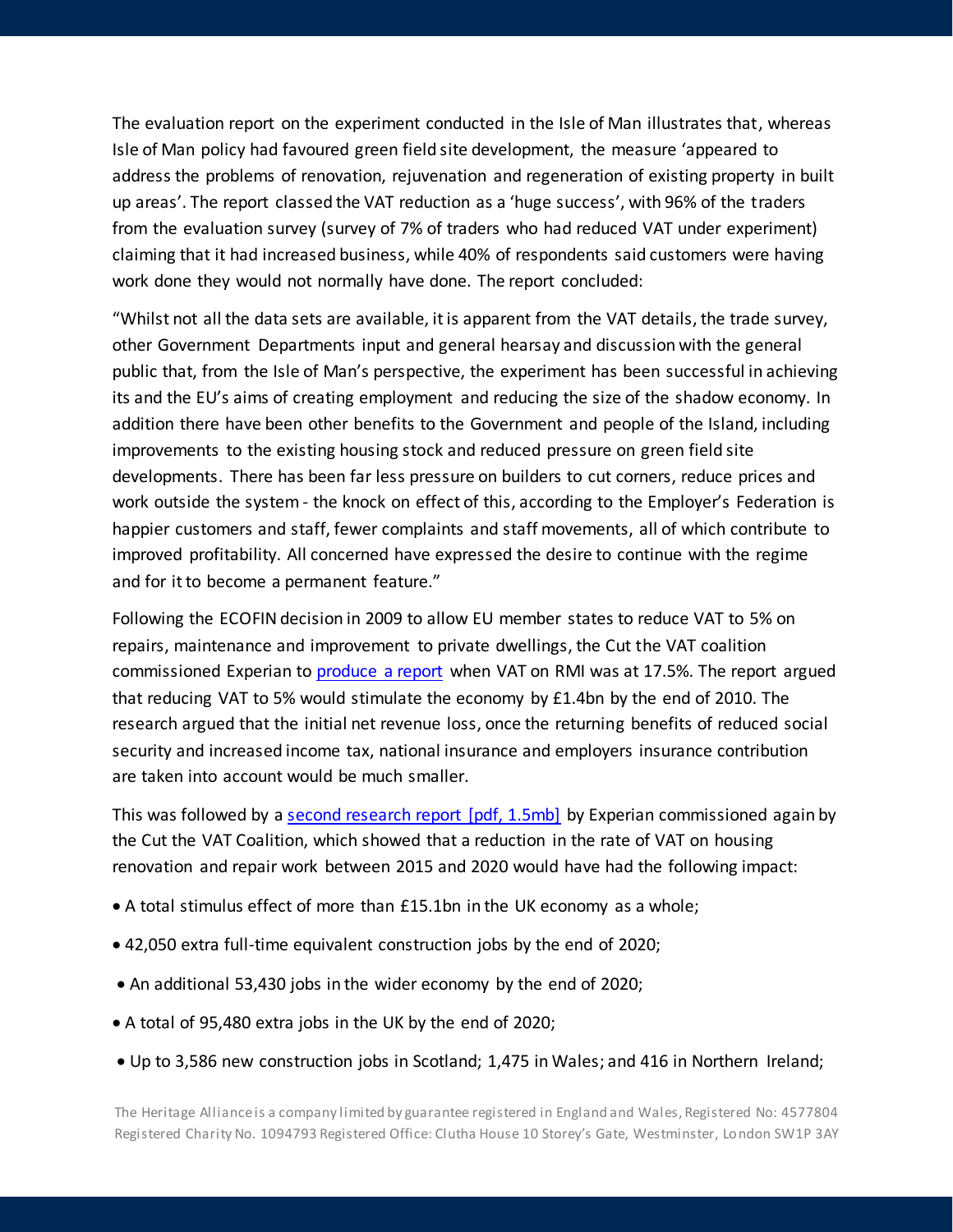The evaluation report on the experiment conducted in the Isle of Man illustrates that, whereas Isle of Man policy had favoured green field site development, the measure 'appeared to address the problems of renovation, rejuvenation and regeneration of existing property in built up areas'. The report classed the VAT reduction as a 'huge success', with 96% of the traders from the evaluation survey (survey of 7% of traders who had reduced VAT under experiment) claiming that it had increased business, while 40% of respondents said customers were having work done they would not normally have done. The report concluded:

"Whilst not all the data sets are available, it is apparent from the VAT details, the trade survey, other Government Departments input and general hearsay and discussion with the general public that, from the Isle of Man's perspective, the experiment has been successful in achieving its and the EU's aims of creating employment and reducing the size of the shadow economy. In addition there have been other benefits to the Government and people of the Island, including improvements to the existing housing stock and reduced pressure on green field site developments. There has been far less pressure on builders to cut corners, reduce prices and work outside the system - the knock on effect of this, according to the Employer's Federation is happier customers and staff, fewer complaints and staff movements, all of which contribute to improved profitability. All concerned have expressed the desire to continue with the regime and for it to become a permanent feature."

Following the ECOFIN decision in 2009 to allow EU member states to reduce VAT to 5% on repairs, maintenance and improvement to private dwellings, the Cut the VAT coalition commissioned Experian to [produce a report] when VAT on RMI was at 17.5%. The report argued that reducing VAT to 5% would stimulate the economy by £1.4bn by the end of 2010. The research argued that the initial net revenue loss, once the returning benefits of reduced social security and increased income tax, national insurance and employers insurance contribution are taken into account would be much smaller.

This was followed by a [second research report [pdf, 1.5mb]] by Experian commissioned again by the Cut the VAT Coalition, which showed that a reduction in the rate of VAT on housing renovation and repair work between 2015 and 2020 would have had the following impact:

- A total stimulus effect of more than £15.1bn in the UK economy as a whole;
- 42,050 extra full-time equivalent construction jobs by the end of 2020;
- An additional 53,430 jobs in the wider economy by the end of 2020;
- A total of 95,480 extra jobs in the UK by the end of 2020;
- Up to 3,586 new construction jobs in Scotland; 1,475 in Wales; and 416 in Northern Ireland;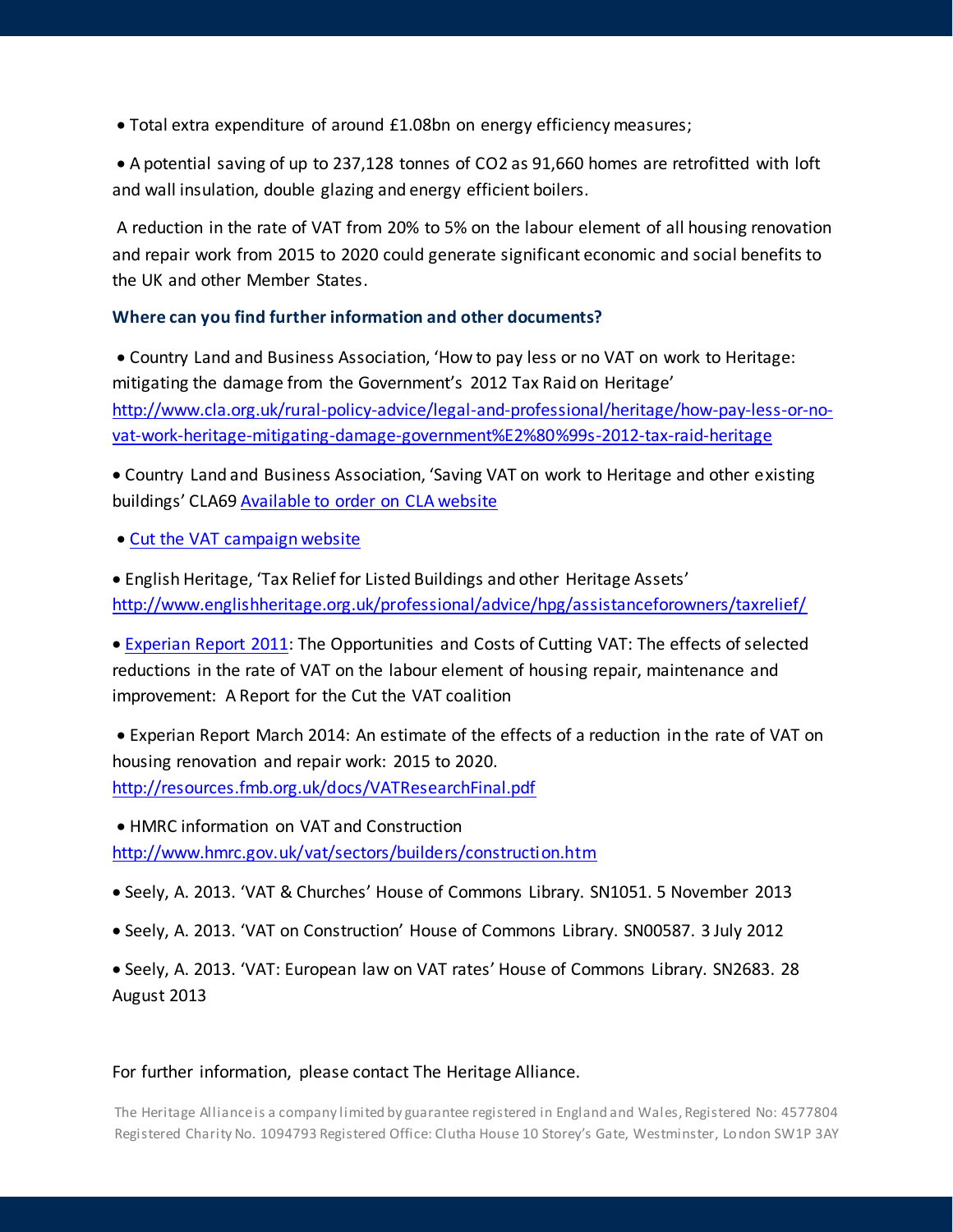- Total extra expenditure of around £1.08bn on energy efficiency measures;
- A potential saving of up to 237,128 tonnes of $CO_2$ as 91,660 homes are retrofitted with loft and wall insulation, double glazing and energy efficient boilers.

A reduction in the rate of VAT from 20% to 5% on the labour element of all housing renovation and repair work from 2015 to 2020 could generate significant economic and social benefits to the UK and other Member States.

### Where can you find further information and other documents?

- Country Land and Business Association, 'How to pay less or no VAT on work to Heritage: mitigating the damage from the Government's 2012 Tax Raid on Heritage' http://www.cla.org.uk/rural-policy-advice/legal-and-professional/heritage/how-pay-less-or-no-vat-work-heritage-mitigating-damage-government%E2%80%99s-2012-tax-raid-heritage
- Country Land and Business Association, 'Saving VAT on work to Heritage and other existing buildings' CLA69 Available to order on CLA website
- Cut the VAT campaign website
- English Heritage, 'Tax Relief for Listed Buildings and other Heritage Assets' http://www.englishheritage.org.uk/professional/advice/hpg/assistanceforowners/taxrelief/
- Experian Report 2011: The Opportunities and Costs of Cutting VAT: The effects of selected reductions in the rate of VAT on the labour element of housing repair, maintenance and improvement: A Report for the Cut the VAT coalition
- Experian Report March 2014: An estimate of the effects of a reduction in the rate of VAT on housing renovation and repair work: 2015 to 2020. http://resources.fmb.org.uk/docs/VATResearchFinal.pdf
- HMRC information on VAT and Construction http://www.hmrc.gov.uk/vat/sectors/builders/construction.htm
- Seely, A. 2013. 'VAT & Churches' House of Commons Library. SN1051. 5 November 2013
- Seely, A. 2013. 'VAT on Construction' House of Commons Library. SN00587. 3 July 2012
- Seely, A. 2013. 'VAT: European law on VAT rates' House of Commons Library. SN2683. 28 August 2013

For further information, please contact The Heritage Alliance.

The Heritage Alliance is a company limited by guarantee registered in England and Wales, Registered No: 4577804 Registered Charity No. 1094793 Registered Office: Clutha House 10 Storey's Gate, Westminster, London SW1P 3AY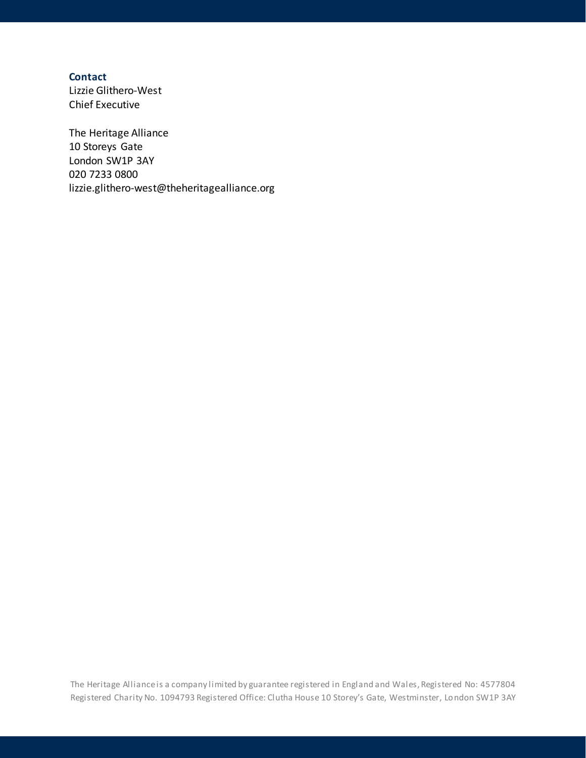**Contact**
Lizzie Glithero-West
Chief Executive

The Heritage Alliance
10 Storeys Gate
London SW1P 3AY
020 7233 0800
lizzie.glithero-west@theheritagealliance.org

The Heritage Alliance is a company limited by guarantee registered in England and Wales, Registered No: 4577804
Registered Charity No. 1094793 Registered Office: Clutha House 10 Storey's Gate, Westminster, London SW1P 3AY